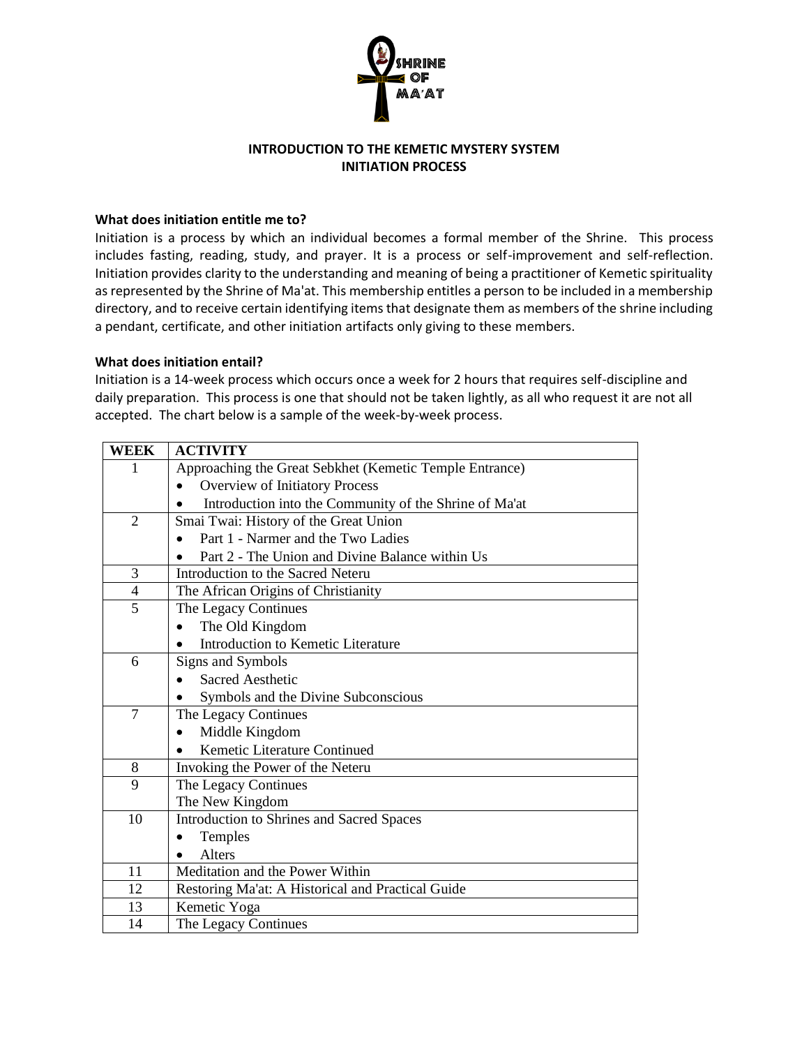# INTRODUCTION TO THE KEMETIC MYSTERY SYSTEM
## INITIATION PROCESS

**What does initiation entitle me to?**

Initiation is a process by which an individual becomes a formal member of the Shrine. This process includes fasting, reading, study, and prayer. It is a process or self-improvement and self-reflection. Initiation provides clarity to the understanding and meaning of being a practitioner of Kemetic spirituality as represented by the Shrine of Ma'at. This membership entitles a person to be included in a membership directory, and to receive certain identifying items that designate them as members of the shrine including a pendant, certificate, and other initiation artifacts only giving to these members.

**What does initiation entail?**

Initiation is a 14-week process which occurs once a week for 2 hours that requires self-discipline and daily preparation. This process is one that should not be taken lightly, as all who request it are not all accepted. The chart below is a sample of the week-by-week process.

| WEEK | ACTIVITY |
|---|---|
| 1 | Approaching the Great Sebkhet (Kemetic Temple Entrance)<br>• Overview of Initiatory Process<br>• Introduction into the Community of the Shrine of Ma'at |
| 2 | Smai Twai: History of the Great Union<br>• Part 1 - Narmer and the Two Ladies<br>• Part 2 - The Union and Divine Balance within Us |
| 3 | Introduction to the Sacred Neteru |
| 4 | The African Origins of Christianity |
| 5 | The Legacy Continues<br>• The Old Kingdom<br>• Introduction to Kemetic Literature |
| 6 | Signs and Symbols<br>• Sacred Aesthetic<br>• Symbols and the Divine Subconscious |
| 7 | The Legacy Continues<br>• Middle Kingdom<br>• Kemetic Literature Continued |
| 8 | Invoking the Power of the Neteru |
| 9 | The Legacy Continues<br>The New Kingdom |
| 10 | Introduction to Shrines and Sacred Spaces<br>• Temples<br>• Alters |
| 11 | Meditation and the Power Within |
| 12 | Restoring Ma'at: A Historical and Practical Guide |
| 13 | Kemetic Yoga |
| 14 | The Legacy Continues |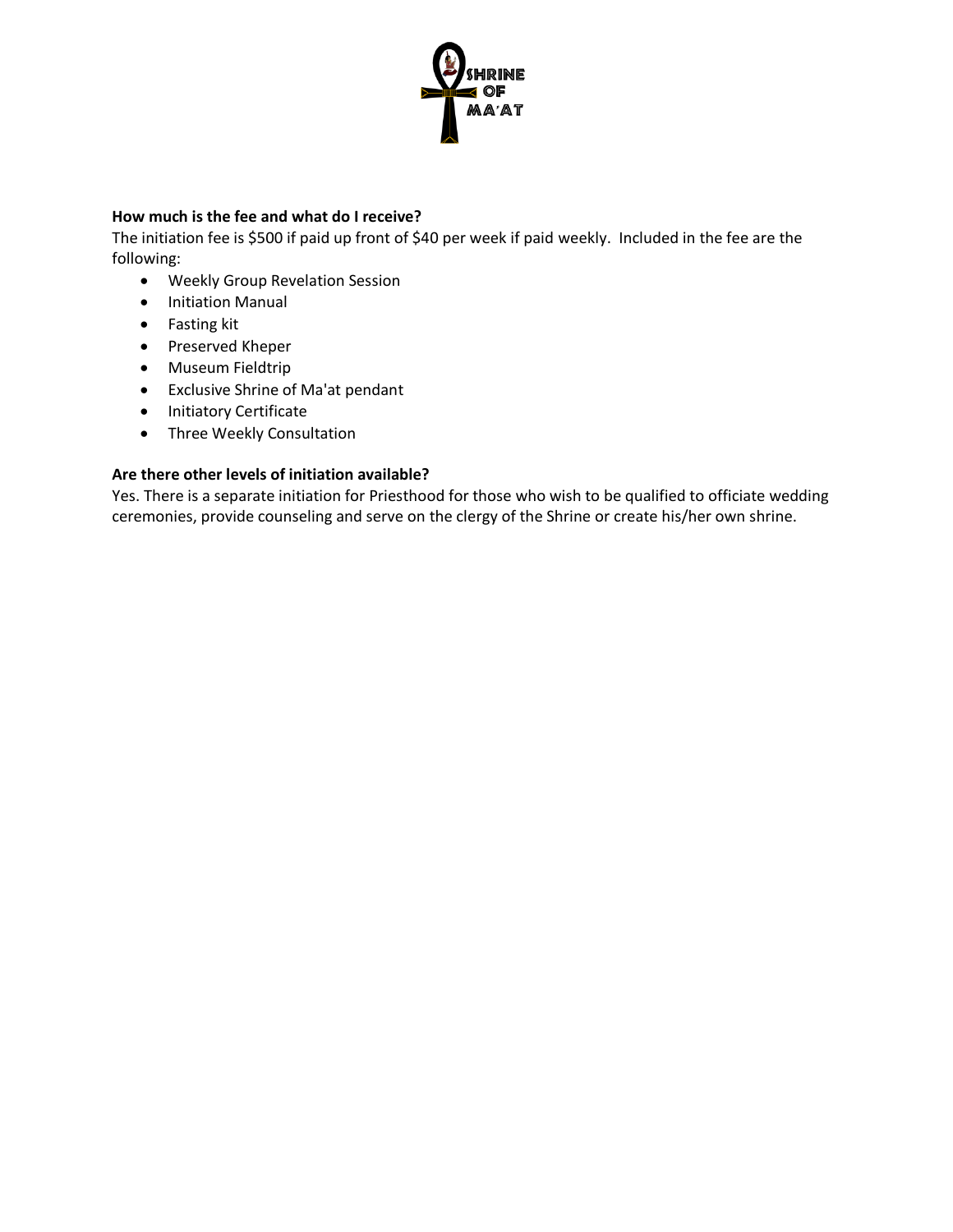**How much is the fee and what do I receive?**

The initiation fee is $500 if paid up front of $40 per week if paid weekly. Included in the fee are the following:

- Weekly Group Revelation Session
- Initiation Manual
- Fasting kit
- Preserved Kheper
- Museum Fieldtrip
- Exclusive Shrine of Ma'at pendant
- Initiatory Certificate
- Three Weekly Consultation

**Are there other levels of initiation available?**

Yes. There is a separate initiation for Priesthood for those who wish to be qualified to officiate wedding ceremonies, provide counseling and serve on the clergy of the Shrine or create his/her own shrine.